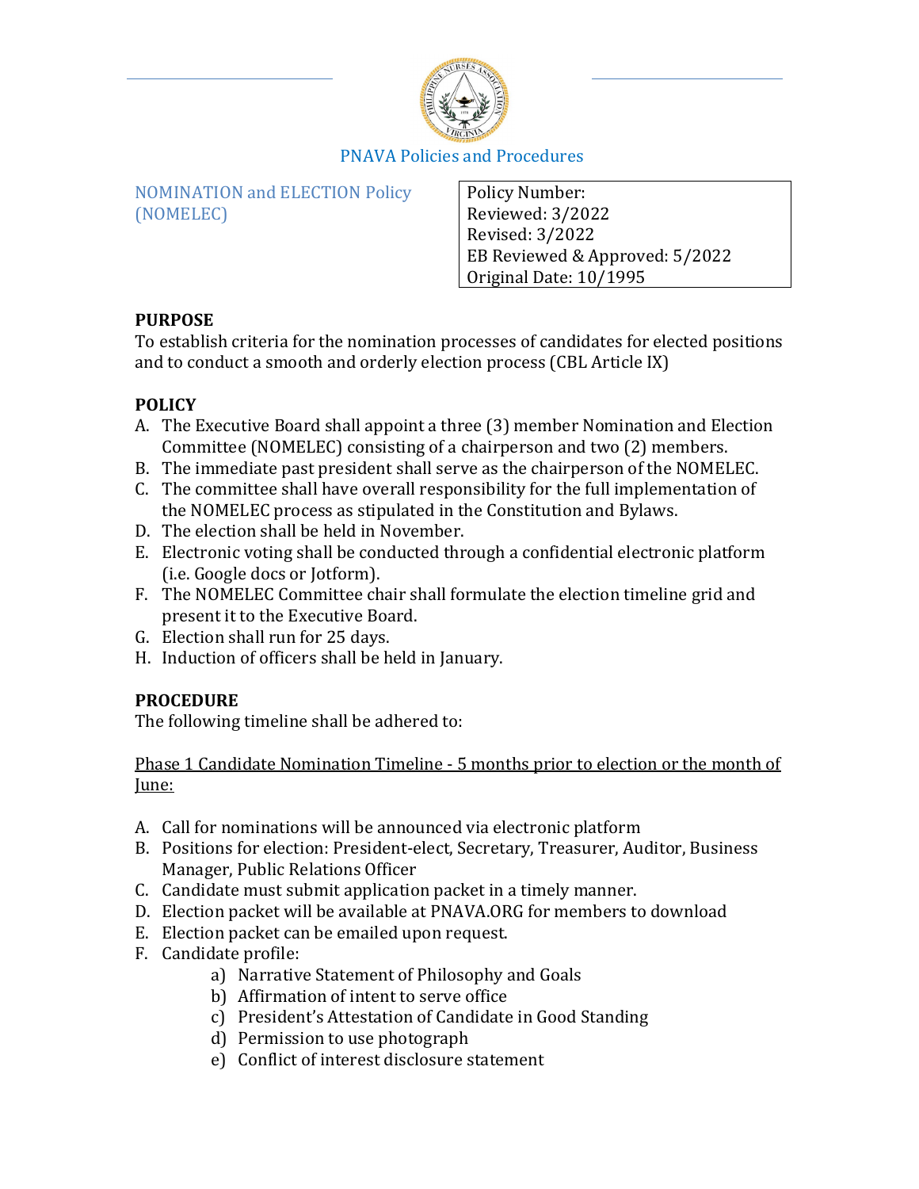PNAVA Policies and Procedures

NOMINATION and ELECTION Policy (NOMELEC)

| Policy Number: |
|---|
| Reviewed: 3/2022 |
| Revised: 3/2022 |
| EB Reviewed & Approved: 5/2022 |
| Original Date: 10/1995 |

**PURPOSE**

To establish criteria for the nomination processes of candidates for elected positions and to conduct a smooth and orderly election process (CBL Article IX)

**POLICY**

A. The Executive Board shall appoint a three (3) member Nomination and Election Committee (NOMELEC) consisting of a chairperson and two (2) members.
B. The immediate past president shall serve as the chairperson of the NOMELEC.
C. The committee shall have overall responsibility for the full implementation of the NOMELEC process as stipulated in the Constitution and Bylaws.
D. The election shall be held in November.
E. Electronic voting shall be conducted through a confidential electronic platform (i.e. Google docs or Jotform).
F. The NOMELEC Committee chair shall formulate the election timeline grid and present it to the Executive Board.
G. Election shall run for 25 days.
H. Induction of officers shall be held in January.

**PROCEDURE**

The following timeline shall be adhered to:

<u>Phase 1 Candidate Nomination Timeline - 5 months prior to election or the month of June:</u>

A. Call for nominations will be announced via electronic platform
B. Positions for election: President-elect, Secretary, Treasurer, Auditor, Business Manager, Public Relations Officer
C. Candidate must submit application packet in a timely manner.
D. Election packet will be available at PNAVA.ORG for members to download
E. Election packet can be emailed upon request.
F. Candidate profile:
    a) Narrative Statement of Philosophy and Goals
    b) Affirmation of intent to serve office
    c) President's Attestation of Candidate in Good Standing
    d) Permission to use photograph
    e) Conflict of interest disclosure statement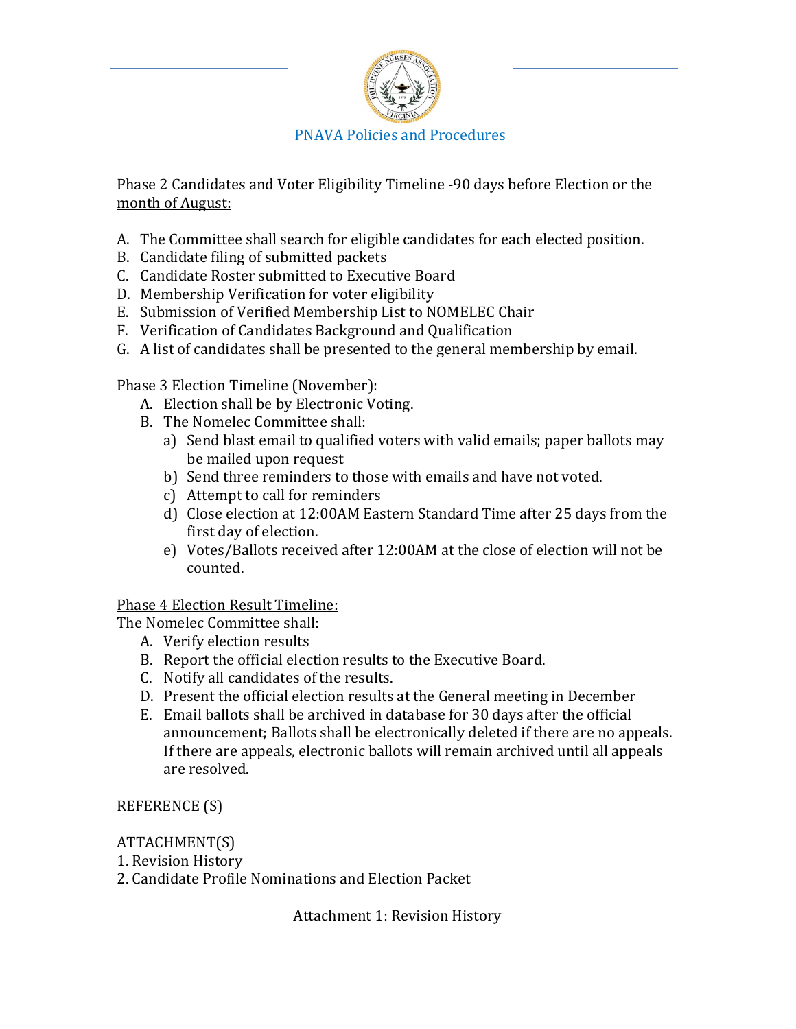Phase 2 Candidates and Voter Eligibility Timeline -90 days before Election or the month of August:

A. The Committee shall search for eligible candidates for each elected position.
B. Candidate filing of submitted packets
C. Candidate Roster submitted to Executive Board
D. Membership Verification for voter eligibility
E. Submission of Verified Membership List to NOMELEC Chair
F. Verification of Candidates Background and Qualification
G. A list of candidates shall be presented to the general membership by email.

Phase 3 Election Timeline (November):

A. Election shall be by Electronic Voting.
B. The Nomelec Committee shall:
   a) Send blast email to qualified voters with valid emails; paper ballots may be mailed upon request
   b) Send three reminders to those with emails and have not voted.
   c) Attempt to call for reminders
   d) Close election at 12:00AM Eastern Standard Time after 25 days from the first day of election.
   e) Votes/Ballots received after 12:00AM at the close of election will not be counted.

Phase 4 Election Result Timeline:

The Nomelec Committee shall:

A. Verify election results
B. Report the official election results to the Executive Board.
C. Notify all candidates of the results.
D. Present the official election results at the General meeting in December
E. Email ballots shall be archived in database for 30 days after the official announcement; Ballots shall be electronically deleted if there are no appeals. If there are appeals, electronic ballots will remain archived until all appeals are resolved.

REFERENCE (S)

ATTACHMENT(S)

1. Revision History
2. Candidate Profile Nominations and Election Packet

Attachment 1: Revision History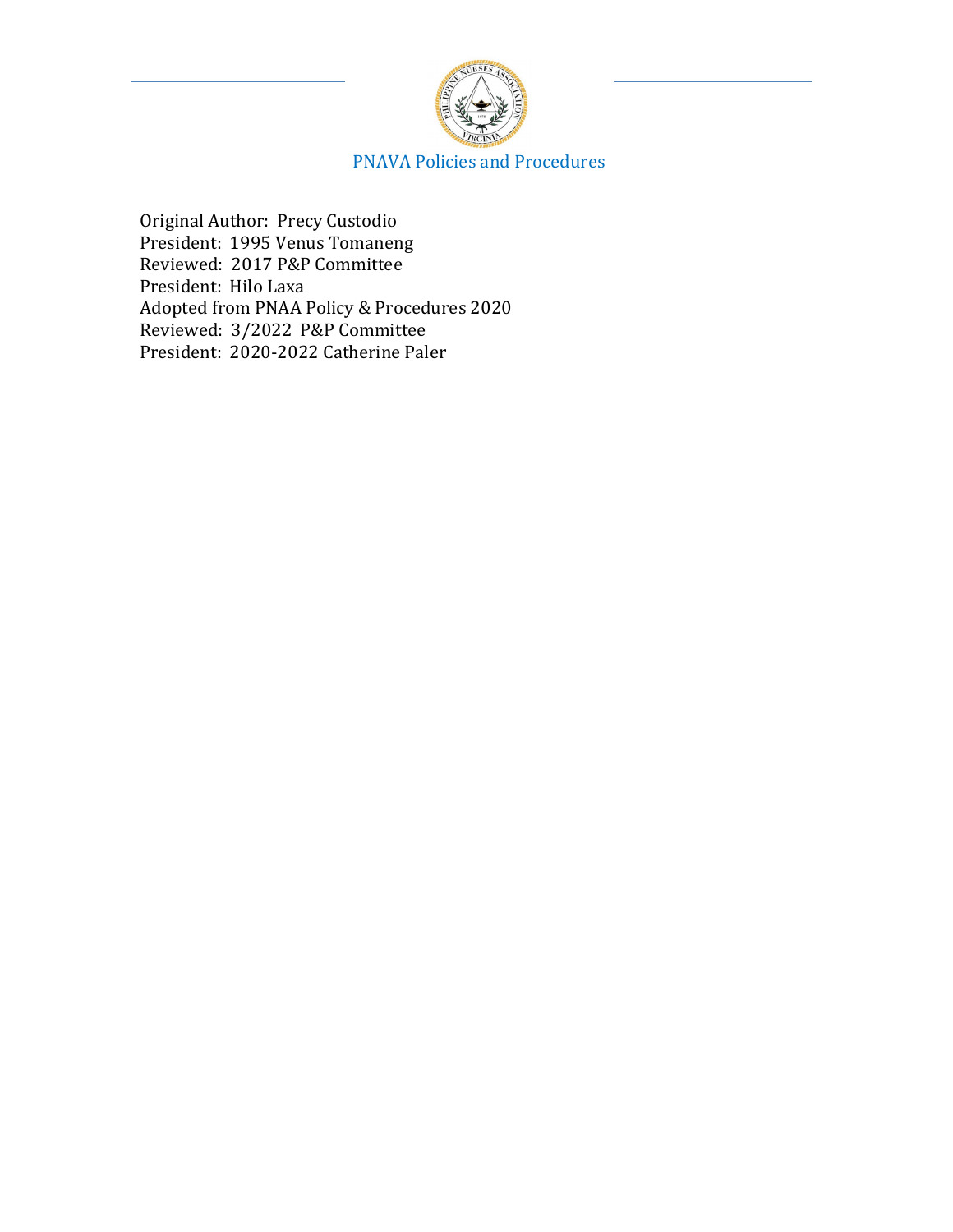# PNAVA Policies and Procedures

Original Author: Precy Custodio
President: 1995 Venus Tomaneng
Reviewed: 2017 P&P Committee
President: Hilo Laxa
Adopted from PNAA Policy & Procedures 2020
Reviewed: 3/2022 P&P Committee
President: 2020-2022 Catherine Paler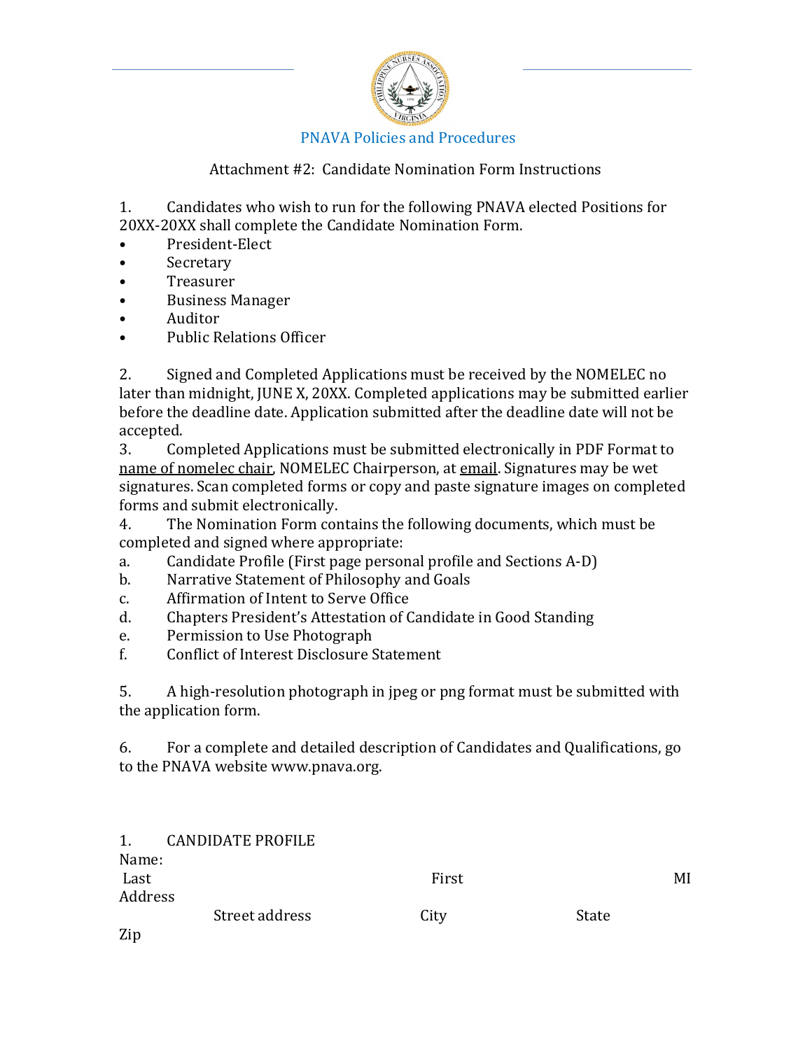PNAVA Policies and Procedures

Attachment #2: Candidate Nomination Form Instructions

1. Candidates who wish to run for the following PNAVA elected Positions for 20XX-20XX shall complete the Candidate Nomination Form.
   - President-Elect
   - Secretary
   - Treasurer
   - Business Manager
   - Auditor
   - Public Relations Officer

2. Signed and Completed Applications must be received by the NOMELEC no later than midnight, JUNE X, 20XX. Completed applications may be submitted earlier before the deadline date. Application submitted after the deadline date will not be accepted.
3. Completed Applications must be submitted electronically in PDF Format to name of nomelec chair, NOMELEC Chairperson, at email. Signatures may be wet signatures. Scan completed forms or copy and paste signature images on completed forms and submit electronically.
4. The Nomination Form contains the following documents, which must be completed and signed where appropriate:
   a. Candidate Profile (First page personal profile and Sections A-D)
   b. Narrative Statement of Philosophy and Goals
   c. Affirmation of Intent to Serve Office
   d. Chapters President's Attestation of Candidate in Good Standing
   e. Permission to Use Photograph
   f. Conflict of Interest Disclosure Statement

5. A high-resolution photograph in jpeg or png format must be submitted with the application form.

6. For a complete and detailed description of Candidates and Qualifications, go to the PNAVA website www.pnava.org.

1. CANDIDATE PROFILE

Name:

Last First MI

Address

Street address City State

Zip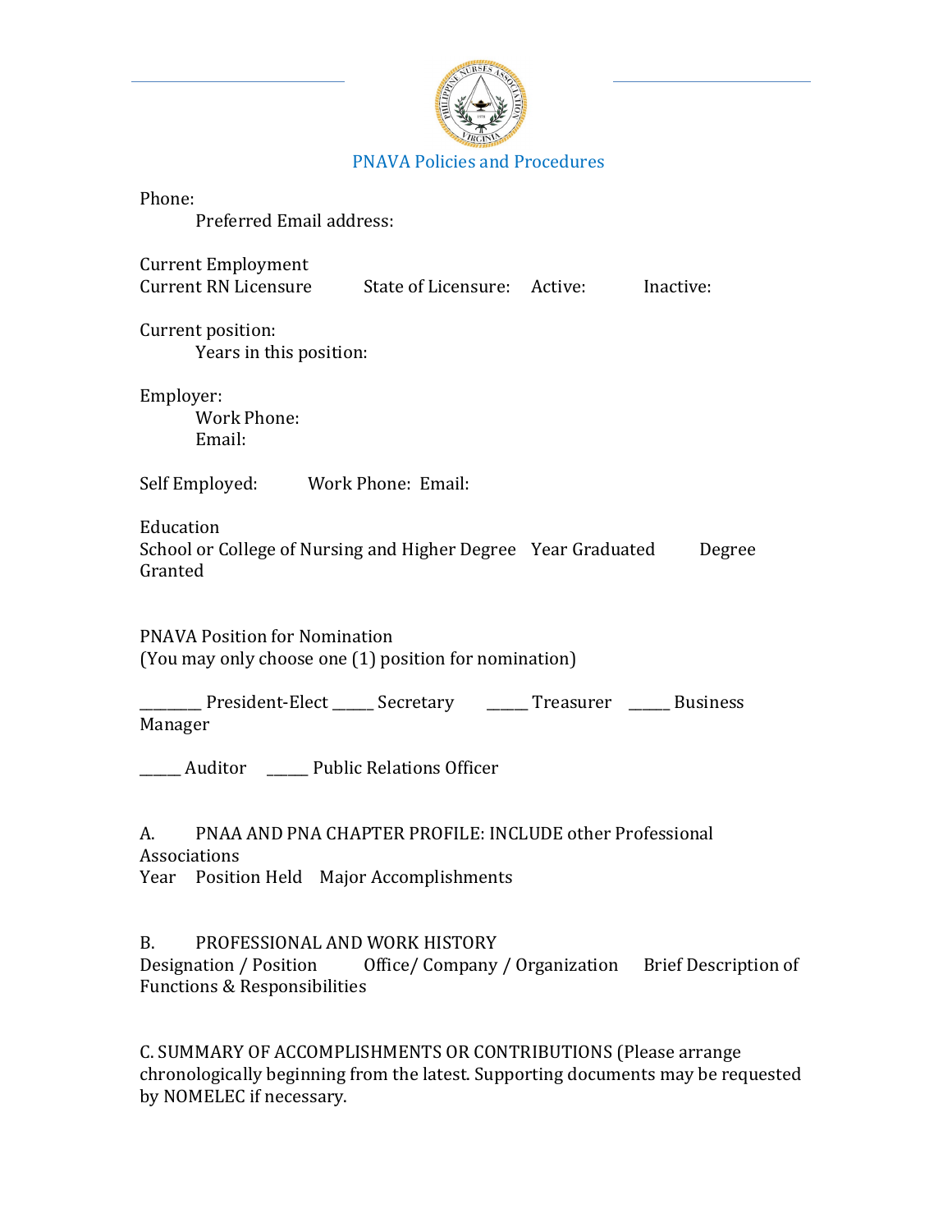Phone:

Preferred Email address:

Current Employment

Current RN Licensure State of Licensure: Active: Inactive:

Current position:

Years in this position:

Employer:

Work Phone:

Email:

Self Employed: Work Phone: Email:

Education

School or College of Nursing and Higher Degree Year Graduated Degree Granted

PNAVA Position for Nomination
(You may only choose one (1) position for nomination)

________ President-Elect _____ Secretary _____ Treasurer _____ Business Manager

_____ Auditor _____ Public Relations Officer

A. PNAA AND PNA CHAPTER PROFILE: INCLUDE other Professional Associations

Year Position Held Major Accomplishments

B. PROFESSIONAL AND WORK HISTORY

Designation / Position Office/ Company / Organization Brief Description of Functions & Responsibilities

C. SUMMARY OF ACCOMPLISHMENTS OR CONTRIBUTIONS (Please arrange chronologically beginning from the latest. Supporting documents may be requested by NOMELEC if necessary.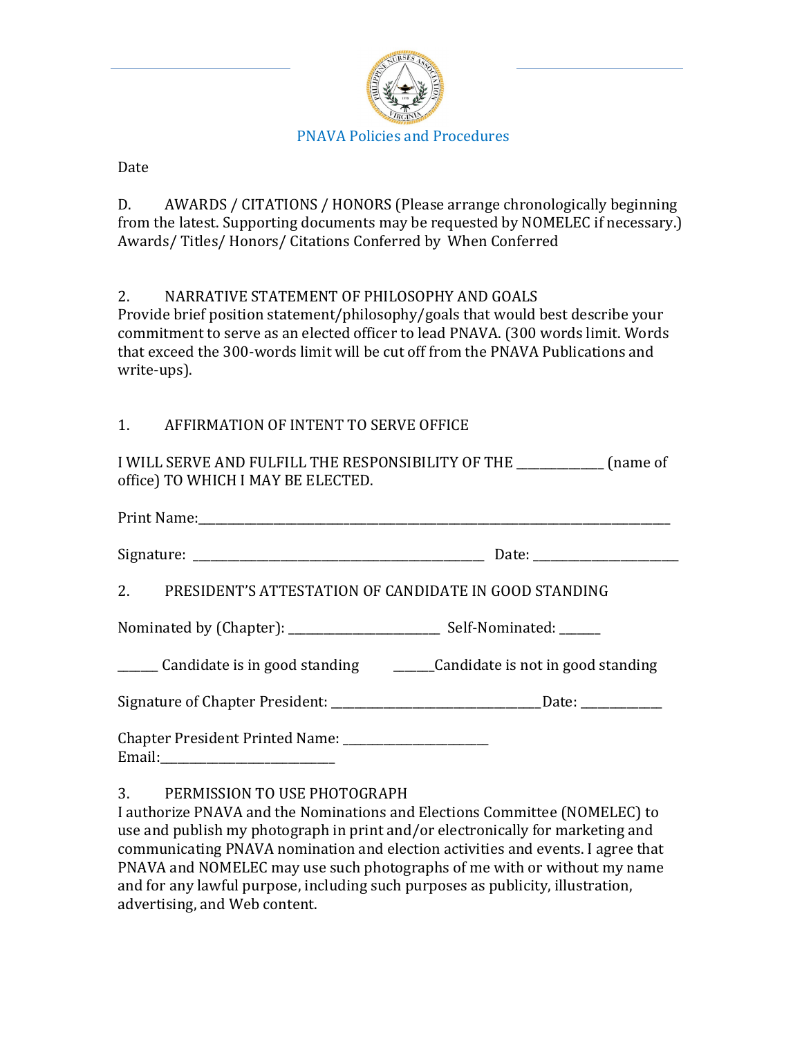Date

D. AWARDS / CITATIONS / HONORS (Please arrange chronologically beginning from the latest. Supporting documents may be requested by NOMELEC if necessary.)
Awards/ Titles/ Honors/ Citations Conferred by When Conferred

2. NARRATIVE STATEMENT OF PHILOSOPHY AND GOALS
Provide brief position statement/philosophy/goals that would best describe your commitment to serve as an elected officer to lead PNAVA. (300 words limit. Words that exceed the 300-words limit will be cut off from the PNAVA Publications and write-ups).

1. AFFIRMATION OF INTENT TO SERVE OFFICE

I WILL SERVE AND FULFILL THE RESPONSIBILITY OF THE ______________ (name of office) TO WHICH I MAY BE ELECTED.

Print Name:________________________________________________________________________________

Signature: _________________________________________________ Date: ________________________

2. PRESIDENT'S ATTESTATION OF CANDIDATE IN GOOD STANDING

Nominated by (Chapter): _________________________ Self-Nominated: _______

______ Candidate is in good standing ______Candidate is not in good standing

Signature of Chapter President: __________________________________Date: _____________

Chapter President Printed Name: ________________________
Email:_____________________________

3. PERMISSION TO USE PHOTOGRAPH
I authorize PNAVA and the Nominations and Elections Committee (NOMELEC) to use and publish my photograph in print and/or electronically for marketing and communicating PNAVA nomination and election activities and events. I agree that PNAVA and NOMELEC may use such photographs of me with or without my name and for any lawful purpose, including such purposes as publicity, illustration, advertising, and Web content.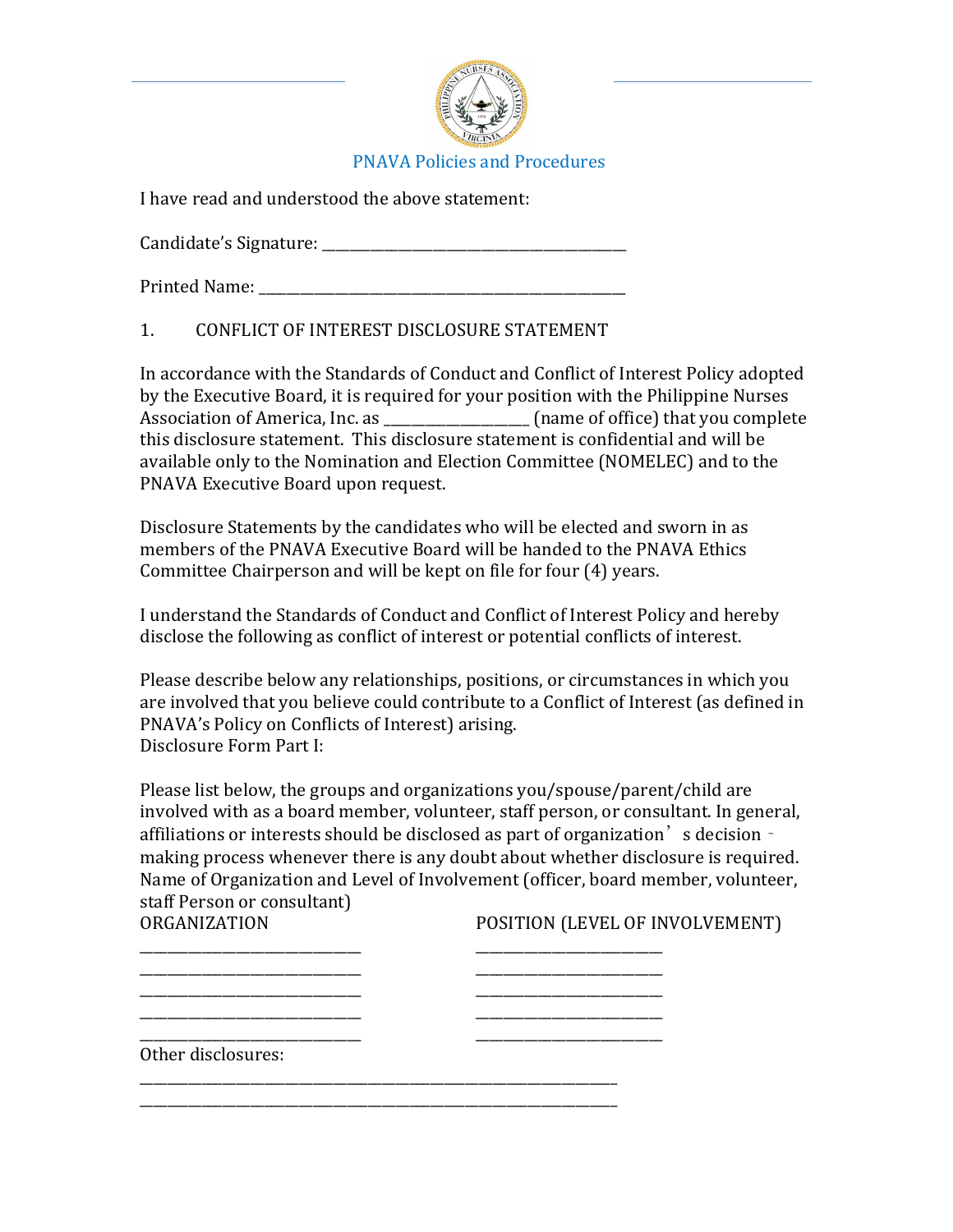PNAVA Policies and Procedures

I have read and understood the above statement:

Candidate's Signature: ________________________________________

Printed Name: _________________________________________________

1. CONFLICT OF INTEREST DISCLOSURE STATEMENT

In accordance with the Standards of Conduct and Conflict of Interest Policy adopted by the Executive Board, it is required for your position with the Philippine Nurses Association of America, Inc. as ____________________ (name of office) that you complete this disclosure statement. This disclosure statement is confidential and will be available only to the Nomination and Election Committee (NOMELEC) and to the PNAVA Executive Board upon request.

Disclosure Statements by the candidates who will be elected and sworn in as members of the PNAVA Executive Board will be handed to the PNAVA Ethics Committee Chairperson and will be kept on file for four (4) years.

I understand the Standards of Conduct and Conflict of Interest Policy and hereby disclose the following as conflict of interest or potential conflicts of interest.

Please describe below any relationships, positions, or circumstances in which you are involved that you believe could contribute to a Conflict of Interest (as defined in PNAVA's Policy on Conflicts of Interest) arising.
Disclosure Form Part I:

Please list below, the groups and organizations you/spouse/parent/child are involved with as a board member, volunteer, staff person, or consultant. In general, affiliations or interests should be disclosed as part of organization's decision-making process whenever there is any doubt about whether disclosure is required. Name of Organization and Level of Involvement (officer, board member, volunteer, staff Person or consultant)

| ORGANIZATION | POSITION (LEVEL OF INVOLVEMENT) |
|---|---|
| _____________________________ | _________________________ |
| _____________________________ | _________________________ |
| _____________________________ | _________________________ |
| _____________________________ | _________________________ |
| _____________________________ | _________________________ |

Other disclosures:

_______________________________________________________________

_______________________________________________________________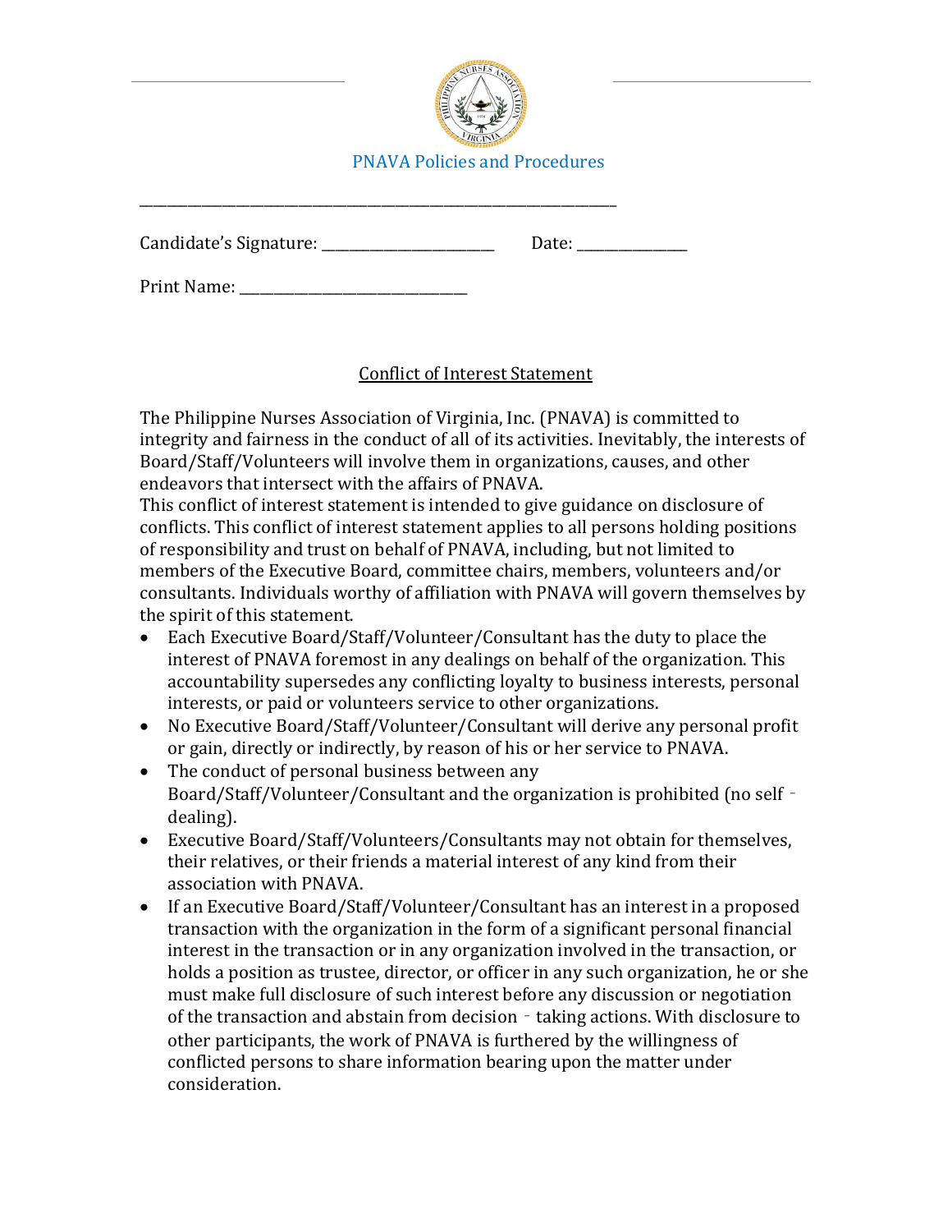PNAVA Policies and Procedures

______________________________________________________________

Candidate's Signature: _______________________ Date: _______________

Print Name: ______________________________

## Conflict of Interest Statement

The Philippine Nurses Association of Virginia, Inc. (PNAVA) is committed to integrity and fairness in the conduct of all of its activities. Inevitably, the interests of Board/Staff/Volunteers will involve them in organizations, causes, and other endeavors that intersect with the affairs of PNAVA.

This conflict of interest statement is intended to give guidance on disclosure of conflicts. This conflict of interest statement applies to all persons holding positions of responsibility and trust on behalf of PNAVA, including, but not limited to members of the Executive Board, committee chairs, members, volunteers and/or consultants. Individuals worthy of affiliation with PNAVA will govern themselves by the spirit of this statement.

- Each Executive Board/Staff/Volunteer/Consultant has the duty to place the interest of PNAVA foremost in any dealings on behalf of the organization. This accountability supersedes any conflicting loyalty to business interests, personal interests, or paid or volunteers service to other organizations.
- No Executive Board/Staff/Volunteer/Consultant will derive any personal profit or gain, directly or indirectly, by reason of his or her service to PNAVA.
- The conduct of personal business between any Board/Staff/Volunteer/Consultant and the organization is prohibited (no self‐dealing).
- Executive Board/Staff/Volunteers/Consultants may not obtain for themselves, their relatives, or their friends a material interest of any kind from their association with PNAVA.
- If an Executive Board/Staff/Volunteer/Consultant has an interest in a proposed transaction with the organization in the form of a significant personal financial interest in the transaction or in any organization involved in the transaction, or holds a position as trustee, director, or officer in any such organization, he or she must make full disclosure of such interest before any discussion or negotiation of the transaction and abstain from decision‐taking actions. With disclosure to other participants, the work of PNAVA is furthered by the willingness of conflicted persons to share information bearing upon the matter under consideration.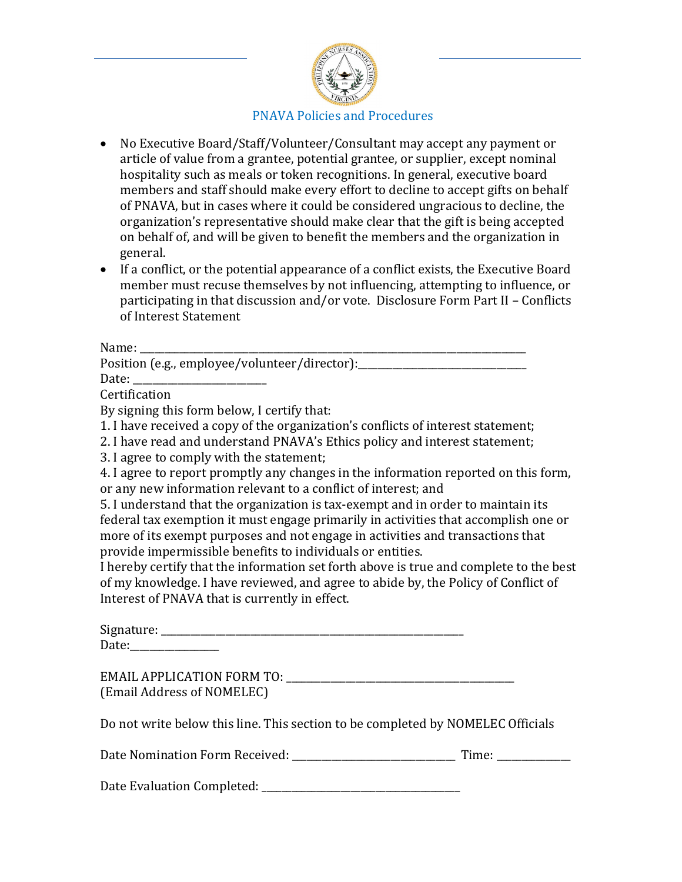- No Executive Board/Staff/Volunteer/Consultant may accept any payment or article of value from a grantee, potential grantee, or supplier, except nominal hospitality such as meals or token recognitions. In general, executive board members and staff should make every effort to decline to accept gifts on behalf of PNAVA, but in cases where it could be considered ungracious to decline, the organization's representative should make clear that the gift is being accepted on behalf of, and will be given to benefit the members and the organization in general.
- If a conflict, or the potential appearance of a conflict exists, the Executive Board member must recuse themselves by not influencing, attempting to influence, or participating in that discussion and/or vote. Disclosure Form Part II – Conflicts of Interest Statement

Name: ______________________________________________________________________________

Position (e.g., employee/volunteer/director):_________________________________

Date: ___________________________

Certification

By signing this form below, I certify that:

1. I have received a copy of the organization's conflicts of interest statement;
2. I have read and understand PNAVA's Ethics policy and interest statement;
3. I agree to comply with the statement;
4. I agree to report promptly any changes in the information reported on this form, or any new information relevant to a conflict of interest; and
5. I understand that the organization is tax-exempt and in order to maintain its federal tax exemption it must engage primarily in activities that accomplish one or more of its exempt purposes and not engage in activities and transactions that provide impermissible benefits to individuals or entities.

I hereby certify that the information set forth above is true and complete to the best of my knowledge. I have reviewed, and agree to abide by, the Policy of Conflict of Interest of PNAVA that is currently in effect.

Signature: ____________________________________________________________

Date:_________________

EMAIL APPLICATION FORM TO: ______________________________________________
(Email Address of NOMELEC)

Do not write below this line. This section to be completed by NOMELEC Officials

Date Nomination Form Received: _________________________________ Time: ______________

Date Evaluation Completed: ______________________________________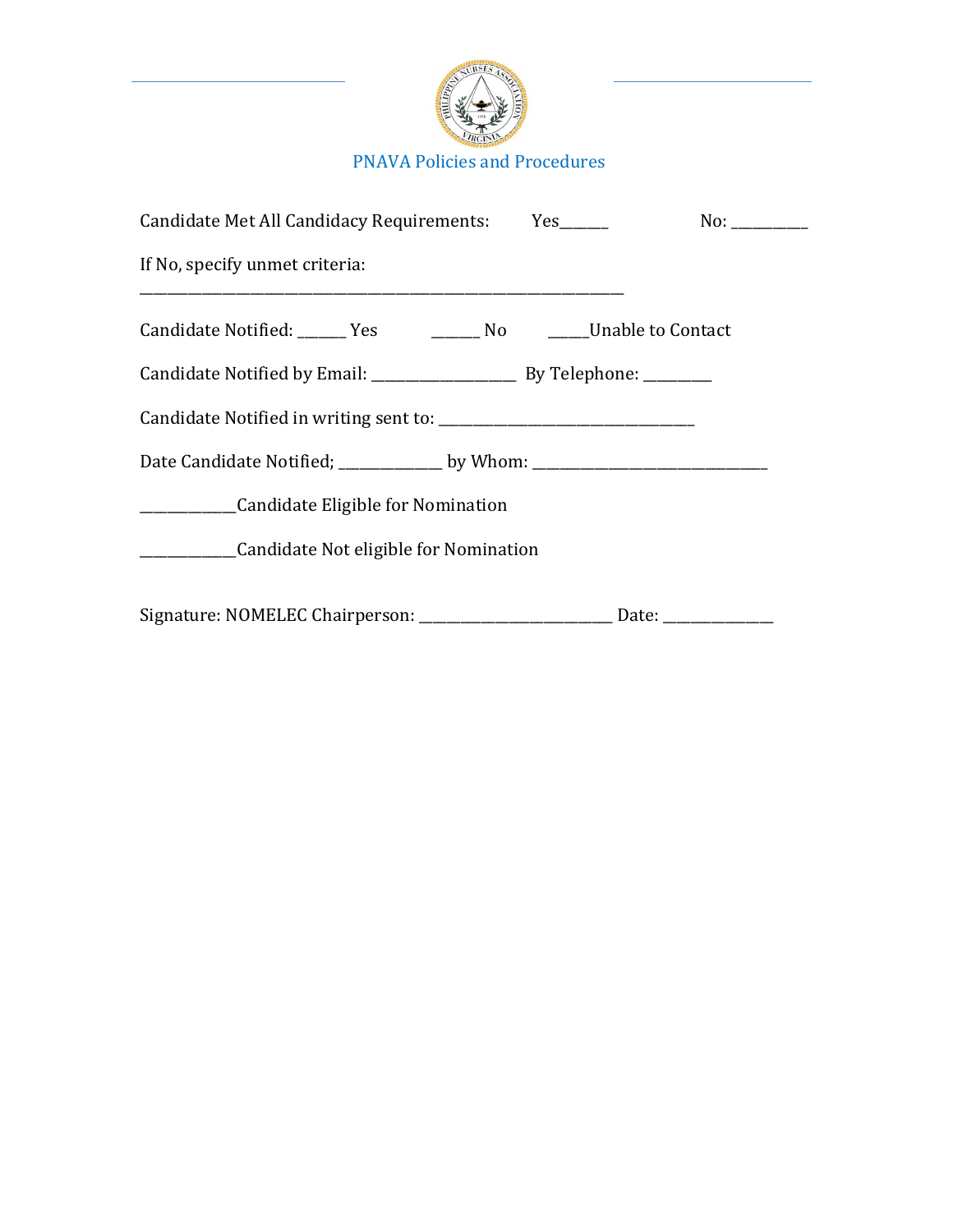Candidate Met All Candidacy Requirements: Yes______ No: __________

If No, specify unmet criteria:
_______________________________________________________________

Candidate Notified: ______ Yes ______ No _____Unable to Contact

Candidate Notified by Email: ___________________ By Telephone: _________

Candidate Notified in writing sent to: _________________________________

Date Candidate Notified; ______________ by Whom: ______________________________

_____________Candidate Eligible for Nomination

_____________Candidate Not eligible for Nomination

Signature: NOMELEC Chairperson: _________________________ Date: ______________